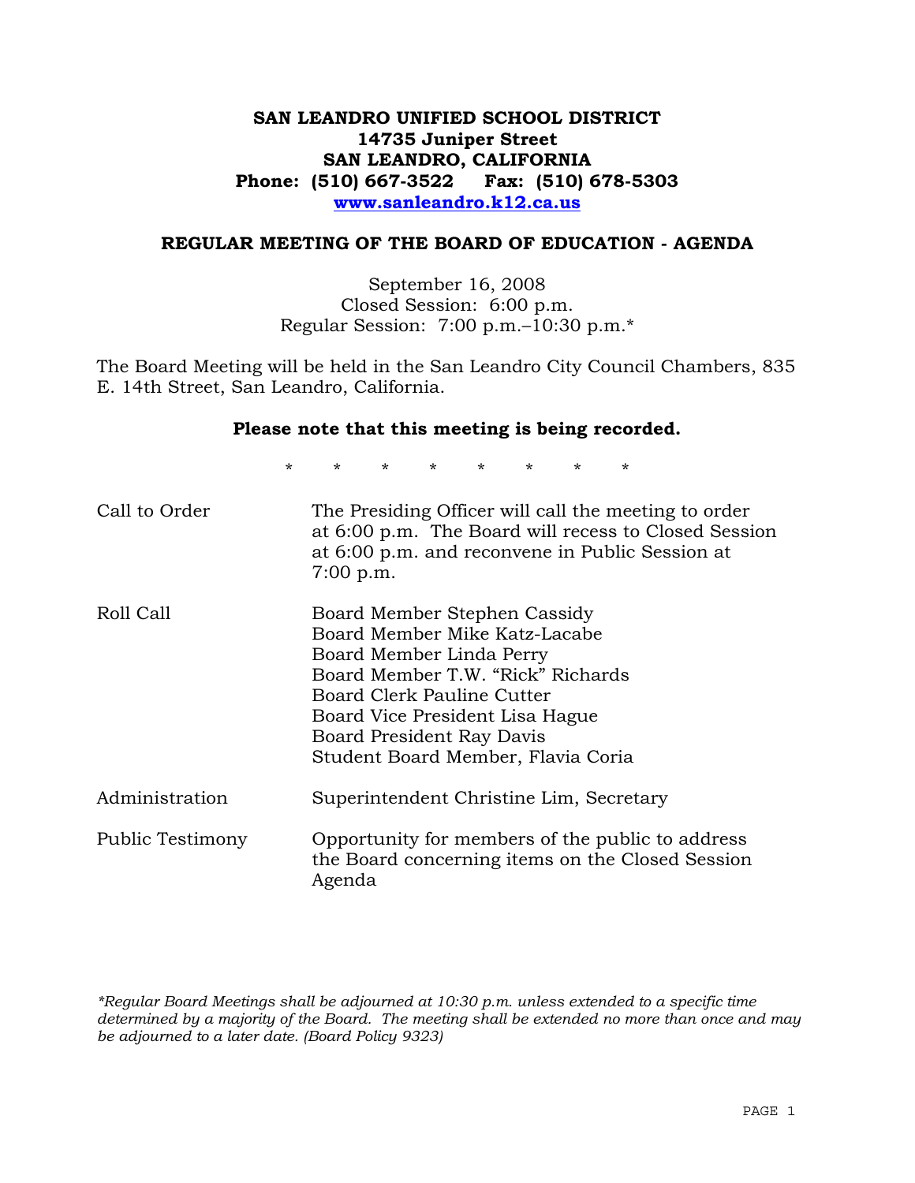# SAN LEANDRO UNIFIED SCHOOL DISTRICT
**14735 Juniper Street**
**SAN LEANDRO, CALIFORNIA**
**Phone: (510) 667-3522 Fax: (510) 678-5303**
**www.sanleandro.k12.ca.us**

## REGULAR MEETING OF THE BOARD OF EDUCATION - AGENDA

September 16, 2008
Closed Session: 6:00 p.m.
Regular Session: 7:00 p.m.–10:30 p.m.*

The Board Meeting will be held in the San Leandro City Council Chambers, 835 E. 14th Street, San Leandro, California.

**Please note that this meeting is being recorded.**

\* \* \* \* \* \* \* \*

| | |
|---|---|
| Call to Order | The Presiding Officer will call the meeting to order at 6:00 p.m. The Board will recess to Closed Session at 6:00 p.m. and reconvene in Public Session at 7:00 p.m. |
| Roll Call | Board Member Stephen Cassidy<br>Board Member Mike Katz-Lacabe<br>Board Member Linda Perry<br>Board Member T.W. "Rick" Richards<br>Board Clerk Pauline Cutter<br>Board Vice President Lisa Hague<br>Board President Ray Davis<br>Student Board Member, Flavia Coria |
| Administration | Superintendent Christine Lim, Secretary |
| Public Testimony | Opportunity for members of the public to address the Board concerning items on the Closed Session Agenda |

*\*Regular Board Meetings shall be adjourned at 10:30 p.m. unless extended to a specific time determined by a majority of the Board. The meeting shall be extended no more than once and may be adjourned to a later date. (Board Policy 9323)*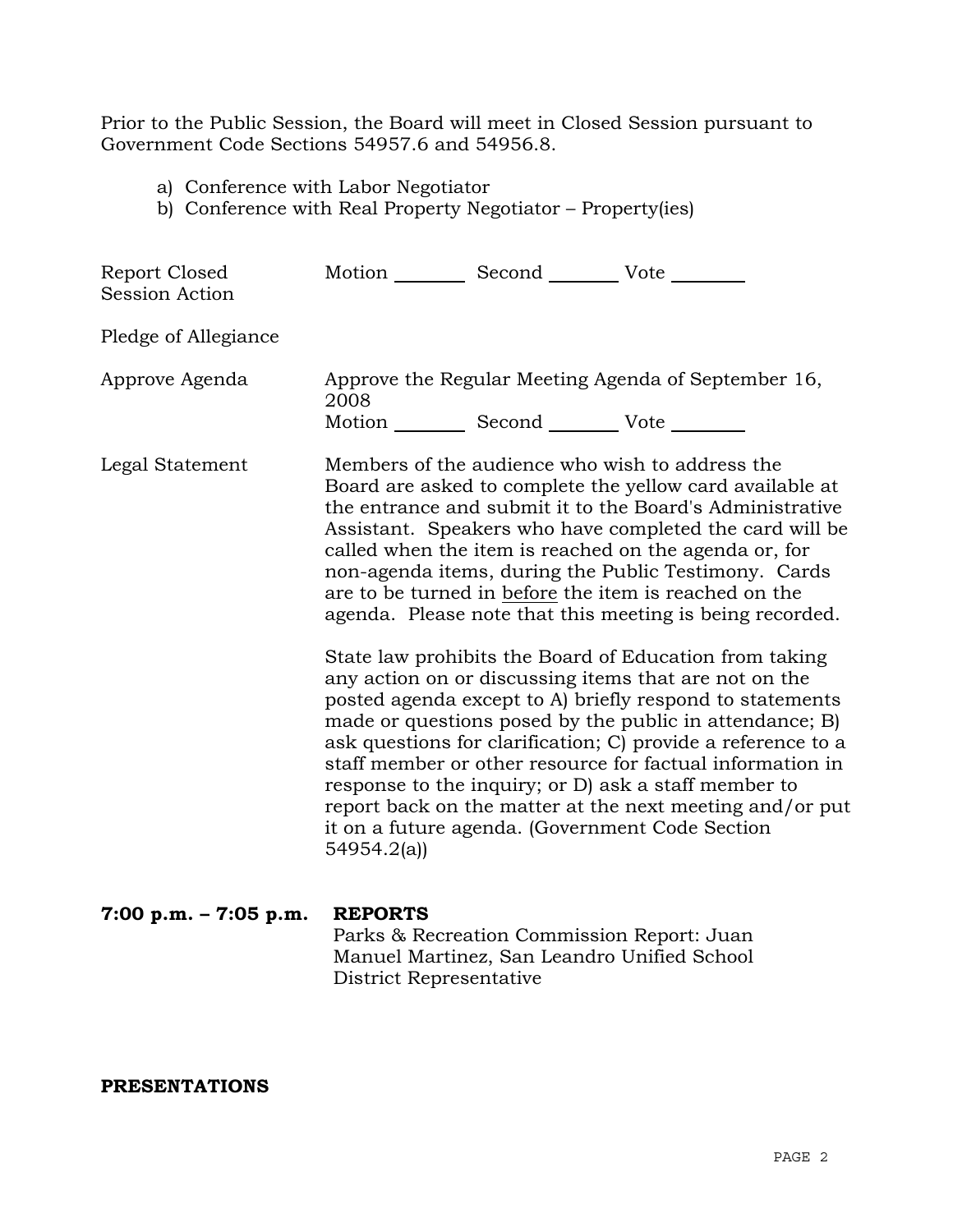Prior to the Public Session, the Board will meet in Closed Session pursuant to Government Code Sections 54957.6 and 54956.8.

a) Conference with Labor Negotiator
b) Conference with Real Property Negotiator – Property(ies)

| | |
|---|---|
| Report Closed Session Action | Motion ________ Second ________ Vote ________ |
| Pledge of Allegiance | |
| Approve Agenda | Approve the Regular Meeting Agenda of September 16, 2008<br>Motion ________ Second ________ Vote ________ |
| Legal Statement | Members of the audience who wish to address the Board are asked to complete the yellow card available at the entrance and submit it to the Board's Administrative Assistant. Speakers who have completed the card will be called when the item is reached on the agenda or, for non-agenda items, during the Public Testimony. Cards are to be turned in before the item is reached on the agenda. Please note that this meeting is being recorded.<br><br>State law prohibits the Board of Education from taking any action on or discussing items that are not on the posted agenda except to A) briefly respond to statements made or questions posed by the public in attendance; B) ask questions for clarification; C) provide a reference to a staff member or other resource for factual information in response to the inquiry; or D) ask a staff member to report back on the matter at the next meeting and/or put it on a future agenda. (Government Code Section 54954.2(a)) |

**7:00 p.m. – 7:05 p.m.** **REPORTS**

Parks & Recreation Commission Report: Juan Manuel Martinez, San Leandro Unified School District Representative

**PRESENTATIONS**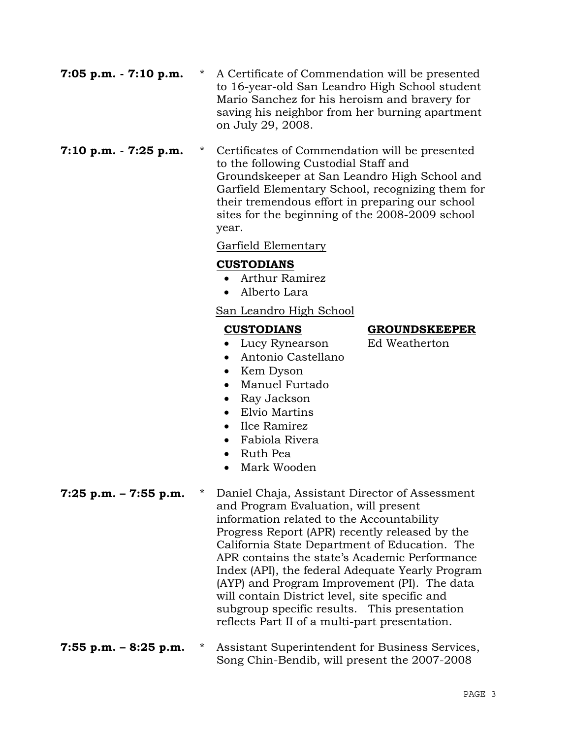**7:05 p.m. - 7:10 p.m.** * A Certificate of Commendation will be presented to 16-year-old San Leandro High School student Mario Sanchez for his heroism and bravery for saving his neighbor from her burning apartment on July 29, 2008.

**7:10 p.m. - 7:25 p.m.** * Certificates of Commendation will be presented to the following Custodial Staff and Groundskeeper at San Leandro High School and Garfield Elementary School, recognizing them for their tremendous effort in preparing our school sites for the beginning of the 2008-2009 school year.

Garfield Elementary

**CUSTODIANS**

- Arthur Ramirez
- Alberto Lara

San Leandro High School

**CUSTODIANS**

- Lucy Rynearson
- Antonio Castellano
- Kem Dyson
- Manuel Furtado
- Ray Jackson
- Elvio Martins
- Ilce Ramirez
- Fabiola Rivera
- Ruth Pea
- Mark Wooden

**GROUNDSKEEPER**

Ed Weatherton

**7:25 p.m. – 7:55 p.m.** * Daniel Chaja, Assistant Director of Assessment and Program Evaluation, will present information related to the Accountability Progress Report (APR) recently released by the California State Department of Education. The APR contains the state's Academic Performance Index (API), the federal Adequate Yearly Program (AYP) and Program Improvement (PI). The data will contain District level, site specific and subgroup specific results. This presentation reflects Part II of a multi-part presentation.

**7:55 p.m. – 8:25 p.m.** * Assistant Superintendent for Business Services, Song Chin-Bendib, will present the 2007-2008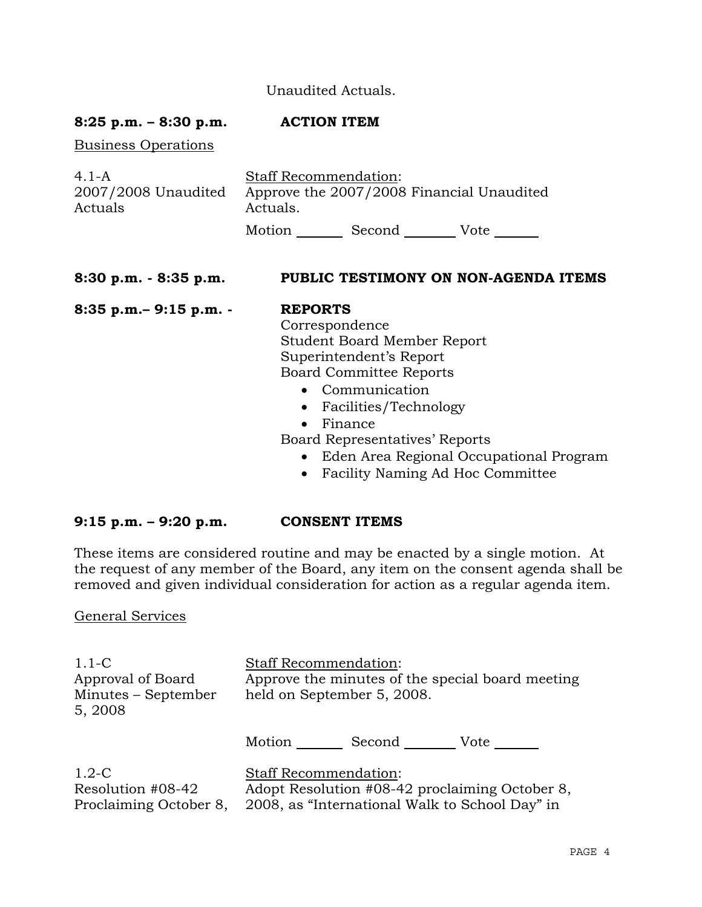Unaudited Actuals.

**8:25 p.m. – 8:30 p.m.** **ACTION ITEM**

Business Operations

4.1-A
2007/2008 Unaudited Actuals

Staff Recommendation:
Approve the 2007/2008 Financial Unaudited Actuals.

Motion _______ Second ________ Vote ______

**8:30 p.m. - 8:35 p.m.** **PUBLIC TESTIMONY ON NON-AGENDA ITEMS**

**8:35 p.m.– 9:15 p.m. -** **REPORTS**

Correspondence
Student Board Member Report
Superintendent's Report
Board Committee Reports

- Communication
- Facilities/Technology
- Finance

Board Representatives' Reports

- Eden Area Regional Occupational Program
- Facility Naming Ad Hoc Committee

**9:15 p.m. – 9:20 p.m.** **CONSENT ITEMS**

These items are considered routine and may be enacted by a single motion. At the request of any member of the Board, any item on the consent agenda shall be removed and given individual consideration for action as a regular agenda item.

General Services

1.1-C
Approval of Board Minutes – September 5, 2008

Staff Recommendation:
Approve the minutes of the special board meeting held on September 5, 2008.

Motion _______ Second ________ Vote ______

1.2-C
Resolution #08-42 Proclaiming October 8,

Staff Recommendation:
Adopt Resolution #08-42 proclaiming October 8, 2008, as "International Walk to School Day" in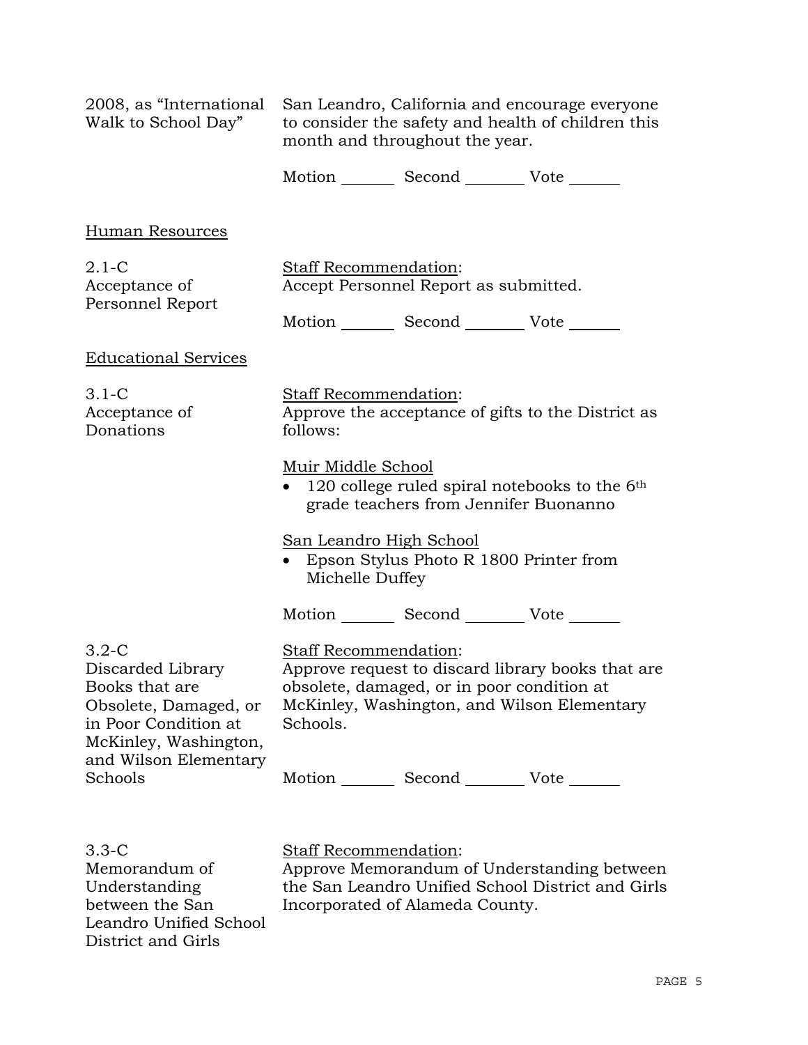| | |
|---|---|
| 2008, as "International Walk to School Day" | San Leandro, California and encourage everyone to consider the safety and health of children this month and throughout the year.<br><br>Motion _______ Second _______ Vote _______ |

## Human Resources

| | |
|---|---|
| 2.1-C<br>Acceptance of Personnel Report | Staff Recommendation:<br>Accept Personnel Report as submitted.<br><br>Motion _______ Second _______ Vote _______ |

## Educational Services

| | |
|---|---|
| 3.1-C<br>Acceptance of Donations | Staff Recommendation:<br>Approve the acceptance of gifts to the District as follows:<br><br>Muir Middle School<br>• 120 college ruled spiral notebooks to the 6th grade teachers from Jennifer Buonanno<br><br>San Leandro High School<br>• Epson Stylus Photo R 1800 Printer from Michelle Duffey<br><br>Motion _______ Second _______ Vote _______ |
| 3.2-C<br>Discarded Library Books that are Obsolete, Damaged, or in Poor Condition at McKinley, Washington, and Wilson Elementary Schools | Staff Recommendation:<br>Approve request to discard library books that are obsolete, damaged, or in poor condition at McKinley, Washington, and Wilson Elementary Schools.<br><br>Motion _______ Second _______ Vote _______ |
| 3.3-C<br>Memorandum of Understanding between the San Leandro Unified School District and Girls | Staff Recommendation:<br>Approve Memorandum of Understanding between the San Leandro Unified School District and Girls Incorporated of Alameda County. |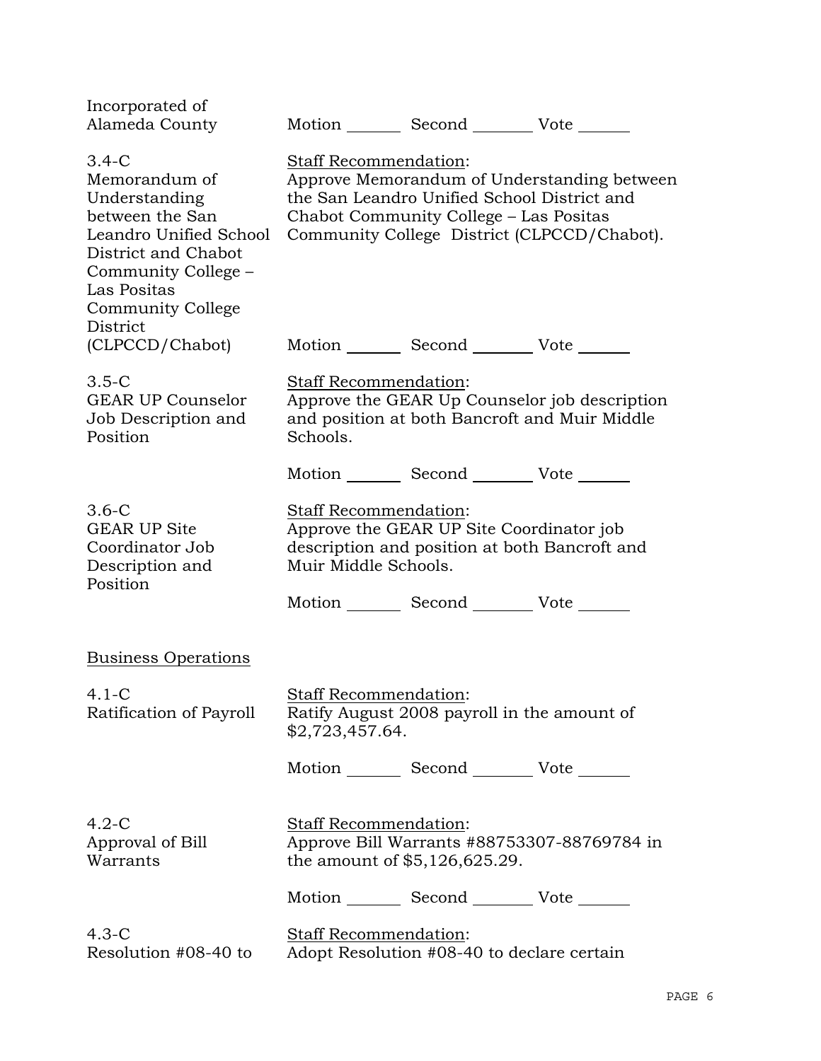Incorporated of Alameda County

Motion _______ Second _______ Vote _______

3.4-C
Memorandum of Understanding between the San Leandro Unified School District and Chabot Community College – Las Positas Community College District (CLPCCD/Chabot)

Staff Recommendation:
Approve Memorandum of Understanding between the San Leandro Unified School District and Chabot Community College – Las Positas Community College District (CLPCCD/Chabot).

Motion _______ Second _______ Vote _______

3.5-C
GEAR UP Counselor Job Description and Position

Staff Recommendation:
Approve the GEAR Up Counselor job description and position at both Bancroft and Muir Middle Schools.

Motion _______ Second _______ Vote _______

3.6-C
GEAR UP Site Coordinator Job Description and Position

Staff Recommendation:
Approve the GEAR UP Site Coordinator job description and position at both Bancroft and Muir Middle Schools.

Motion _______ Second _______ Vote _______

Business Operations

4.1-C
Ratification of Payroll

Staff Recommendation:
Ratify August 2008 payroll in the amount of $2,723,457.64.

Motion _______ Second _______ Vote _______

4.2-C
Approval of Bill Warrants

Staff Recommendation:
Approve Bill Warrants #88753307-88769784 in the amount of $5,126,625.29.

Motion _______ Second _______ Vote _______

4.3-C
Resolution #08-40 to

Staff Recommendation:
Adopt Resolution #08-40 to declare certain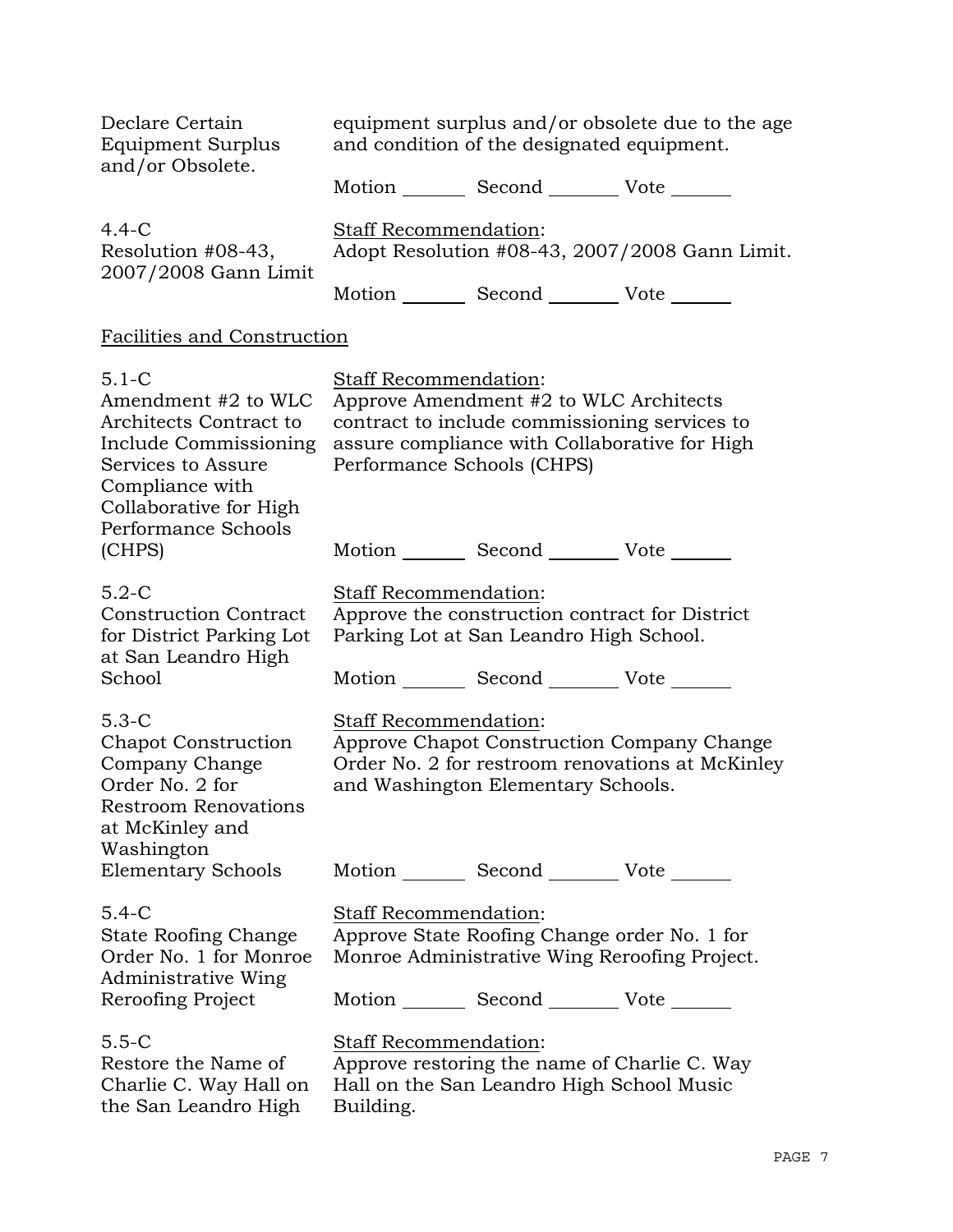Declare Certain Equipment Surplus and/or Obsolete.

equipment surplus and/or obsolete due to the age and condition of the designated equipment.

Motion _______ Second _______ Vote _______

4.4-C
Resolution #08-43, 2007/2008 Gann Limit

Staff Recommendation:
Adopt Resolution #08-43, 2007/2008 Gann Limit.

Motion _______ Second _______ Vote _______

Facilities and Construction

5.1-C
Amendment #2 to WLC Architects Contract to Include Commissioning Services to Assure Compliance with Collaborative for High Performance Schools (CHPS)

Staff Recommendation:
Approve Amendment #2 to WLC Architects contract to include commissioning services to assure compliance with Collaborative for High Performance Schools (CHPS)

Motion _______ Second _______ Vote _______

5.2-C
Construction Contract for District Parking Lot at San Leandro High School

Staff Recommendation:
Approve the construction contract for District Parking Lot at San Leandro High School.

Motion _______ Second _______ Vote _______

5.3-C
Chapot Construction Company Change Order No. 2 for Restroom Renovations at McKinley and Washington Elementary Schools

Staff Recommendation:
Approve Chapot Construction Company Change Order No. 2 for restroom renovations at McKinley and Washington Elementary Schools.

Motion _______ Second _______ Vote _______

5.4-C
State Roofing Change Order No. 1 for Monroe Administrative Wing Reroofing Project

Staff Recommendation:
Approve State Roofing Change order No. 1 for Monroe Administrative Wing Reroofing Project.

Motion _______ Second _______ Vote _______

5.5-C
Restore the Name of Charlie C. Way Hall on the San Leandro High

Staff Recommendation:
Approve restoring the name of Charlie C. Way Hall on the San Leandro High School Music Building.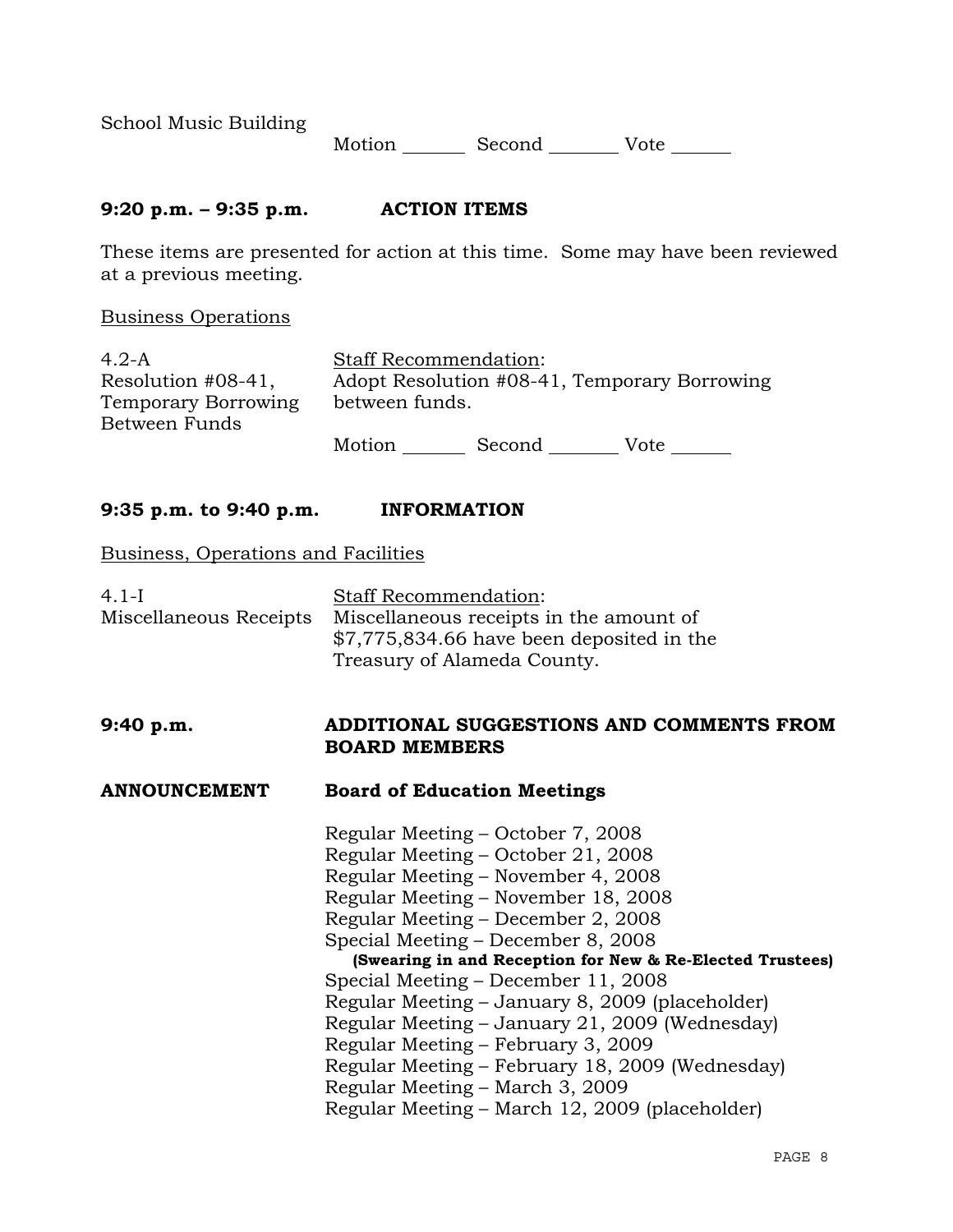School Music Building

Motion _______ Second ________ Vote ______

**9:20 p.m. – 9:35 p.m. ACTION ITEMS**

These items are presented for action at this time. Some may have been reviewed at a previous meeting.

Business Operations

4.2-A
Resolution #08-41, Temporary Borrowing Between Funds

Staff Recommendation:
Adopt Resolution #08-41, Temporary Borrowing between funds.

Motion _______ Second ________ Vote ______

**9:35 p.m. to 9:40 p.m. INFORMATION**

Business, Operations and Facilities

4.1-I
Miscellaneous Receipts

Staff Recommendation:
Miscellaneous receipts in the amount of $7,775,834.66 have been deposited in the Treasury of Alameda County.

**9:40 p.m. ADDITIONAL SUGGESTIONS AND COMMENTS FROM BOARD MEMBERS**

**ANNOUNCEMENT Board of Education Meetings**

Regular Meeting – October 7, 2008
Regular Meeting – October 21, 2008
Regular Meeting – November 4, 2008
Regular Meeting – November 18, 2008
Regular Meeting – December 2, 2008
Special Meeting – December 8, 2008
**(Swearing in and Reception for New & Re-Elected Trustees)**
Special Meeting – December 11, 2008
Regular Meeting – January 8, 2009 (placeholder)
Regular Meeting – January 21, 2009 (Wednesday)
Regular Meeting – February 3, 2009
Regular Meeting – February 18, 2009 (Wednesday)
Regular Meeting – March 3, 2009
Regular Meeting – March 12, 2009 (placeholder)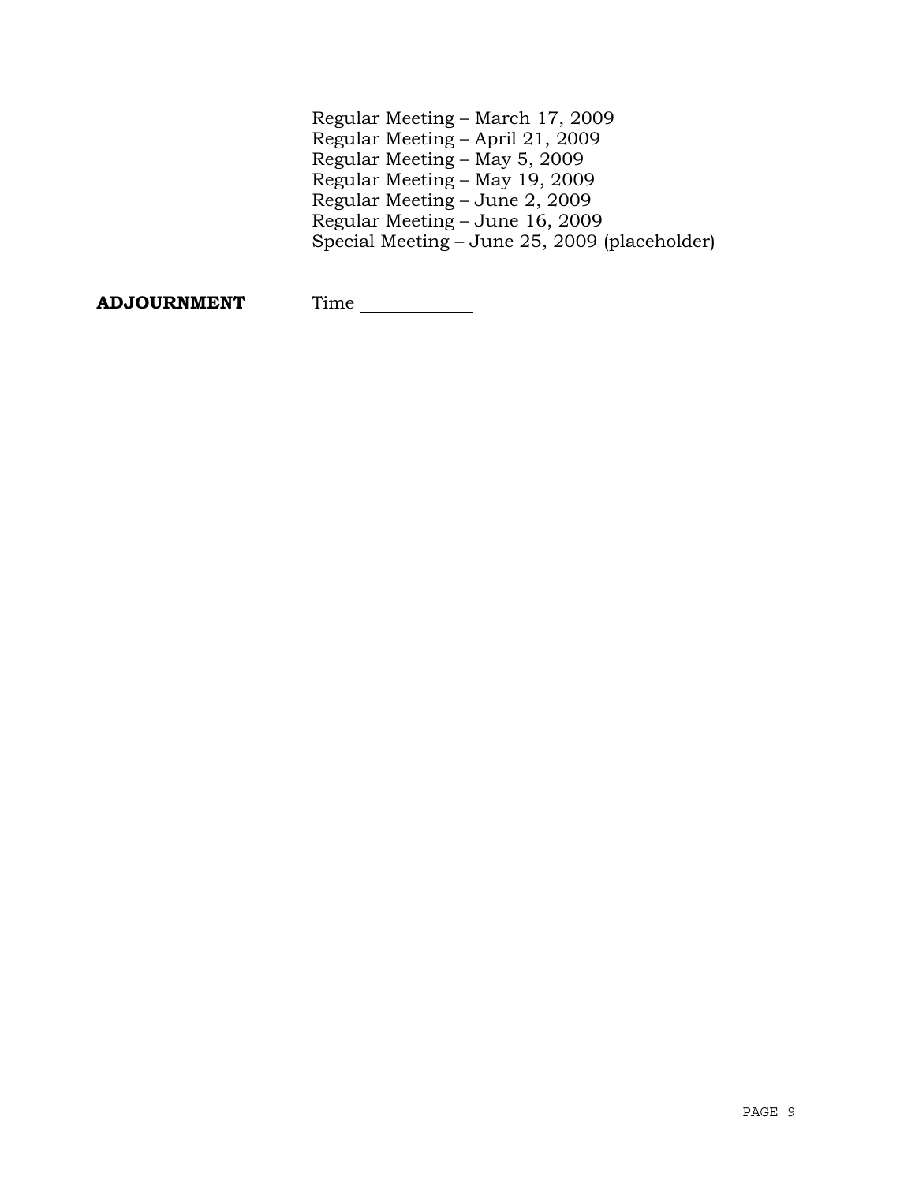Regular Meeting – March 17, 2009
Regular Meeting – April 21, 2009
Regular Meeting – May 5, 2009
Regular Meeting – May 19, 2009
Regular Meeting – June 2, 2009
Regular Meeting – June 16, 2009
Special Meeting – June 25, 2009 (placeholder)

**ADJOURNMENT** Time ___________